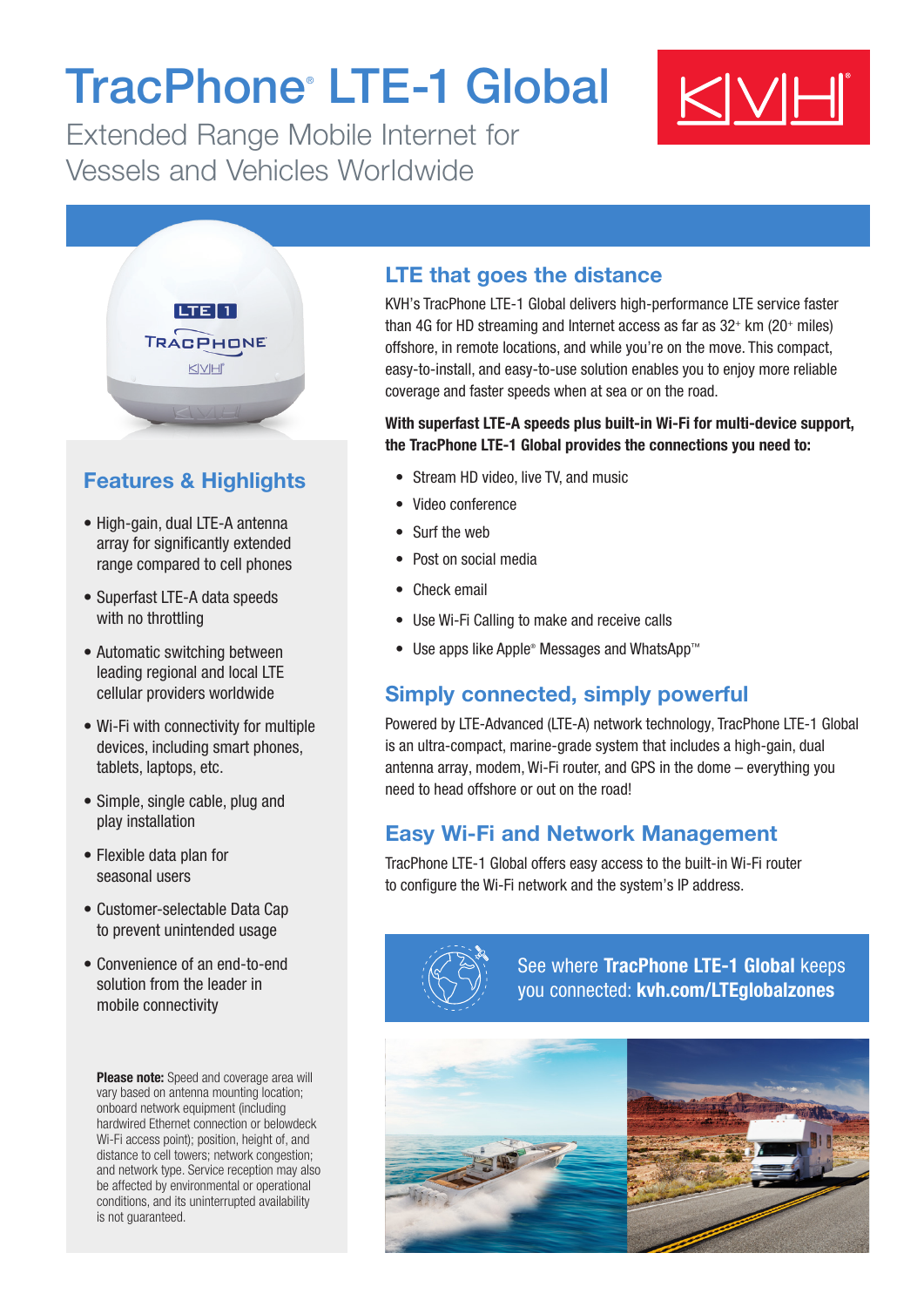# TracPhone® LTE-1 Global

Extended Range Mobile Internet for Vessels and Vehicles Worldwide

## Features & Highlights

- High-gain, dual LTE-A antenna array for significantly extended range compared to cell phones
- Superfast LTE-A data speeds with no throttling
- Automatic switching between leading regional and local LTE cellular providers worldwide
- Wi-Fi with connectivity for multiple devices, including smart phones, tablets, laptops, etc.
- Simple, single cable, plug and play installation
- Flexible data plan for seasonal users
- Customer-selectable Data Cap to prevent unintended usage
- Convenience of an end-to-end solution from the leader in mobile connectivity

**Please note:** Speed and coverage area will vary based on antenna mounting location; onboard network equipment (including hardwired Ethernet connection or belowdeck Wi-Fi access point); position, height of, and distance to cell towers; network congestion; and network type. Service reception may also be affected by environmental or operational conditions, and its uninterrupted availability is not guaranteed.

## LTE that goes the distance

KVH's TracPhone LTE-1 Global delivers high-performance LTE service faster than 4G for HD streaming and Internet access as far as 32+ km (20+ miles) offshore, in remote locations, and while you're on the move. This compact, easy-to-install, and easy-to-use solution enables you to enjoy more reliable coverage and faster speeds when at sea or on the road.

**With superfast LTE-A speeds plus built-in Wi-Fi for multi-device support, the TracPhone LTE-1 Global provides the connections you need to:**

- Stream HD video, live TV, and music
- Video conference
- Surf the web
- Post on social media
- Check email
- Use Wi-Fi Calling to make and receive calls
- Use apps like Apple® Messages and WhatsApp™

## Simply connected, simply powerful

Powered by LTE-Advanced (LTE-A) network technology, TracPhone LTE-1 Global is an ultra-compact, marine-grade system that includes a high-gain, dual antenna array, modem, Wi-Fi router, and GPS in the dome – everything you need to head offshore or out on the road!

## Easy Wi-Fi and Network Management

TracPhone LTE-1 Global offers easy access to the built-in Wi-Fi router to configure the Wi-Fi network and the system's IP address.

See where **TracPhone LTE-1 Global** keeps you connected: **kvh.com/LTEglobalzones**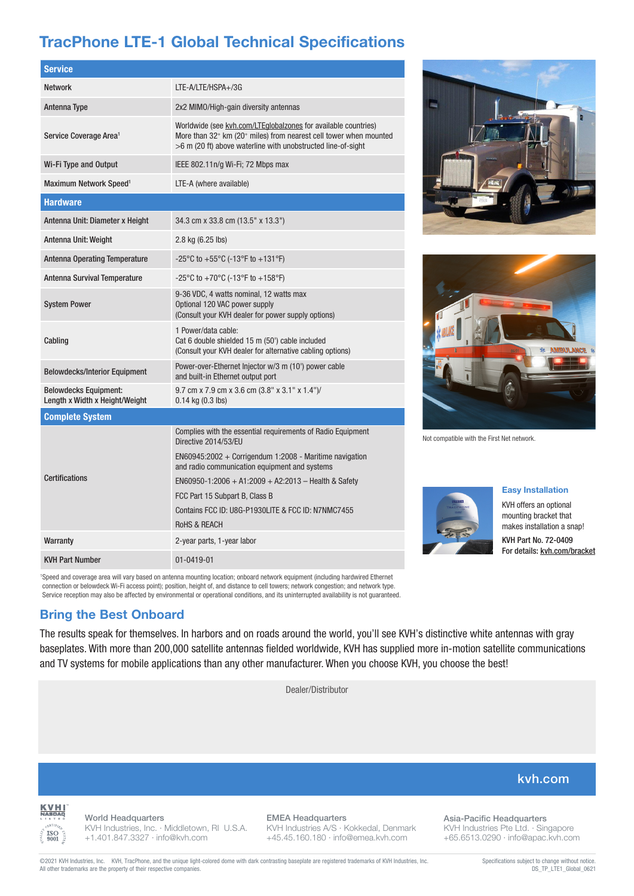# TracPhone LTE-1 Global Technical Specifications

| | |
|---|---|
| **Service** | |
| Network | LTE-A/LTE/HSPA+/3G |
| Antenna Type | 2x2 MIMO/High-gain diversity antennas |
| Service Coverage Area[1] | Worldwide (see kvh.com/LTEglobalzones for available countries)<br>More than 32+ km (20+ miles) from nearest cell tower when mounted >6 m (20 ft) above waterline with unobstructed line-of-sight |
| Wi-Fi Type and Output | IEEE 802.11n/g Wi-Fi; 72 Mbps max |
| Maximum Network Speed[1] | LTE-A (where available) |
| **Hardware** | |
| Antenna Unit: Diameter x Height | 34.3 cm x 33.8 cm (13.5" x 13.3") |
| Antenna Unit: Weight | 2.8 kg (6.25 lbs) |
| Antenna Operating Temperature | -25°C to +55°C (-13°F to +131°F) |
| Antenna Survival Temperature | -25°C to +70°C (-13°F to +158°F) |
| System Power | 9-36 VDC, 4 watts nominal, 12 watts max<br>Optional 120 VAC power supply<br>(Consult your KVH dealer for power supply options) |
| Cabling | 1 Power/data cable:<br>Cat 6 double shielded 15 m (50') cable included<br>(Consult your KVH dealer for alternative cabling options) |
| Belowdecks/Interior Equipment | Power-over-Ethernet Injector w/3 m (10') power cable and built-in Ethernet output port |
| Belowdecks Equipment: Length x Width x Height/Weight | 9.7 cm x 7.9 cm x 3.6 cm (3.8" x 3.1" x 1.4")/ 0.14 kg (0.3 lbs) |
| **Complete System** | |
| Certifications | Complies with the essential requirements of Radio Equipment Directive 2014/53/EU<br>EN60945:2002 + Corrigendum 1:2008 - Maritime navigation and radio communication equipment and systems<br>EN60950-1:2006 + A1:2009 + A2:2013 – Health & Safety<br>FCC Part 15 Subpart B, Class B<br>Contains FCC ID: U8G-P1930LITE & FCC ID: N7NMC7455<br>RoHS & REACH |
| Warranty | 2-year parts, 1-year labor |
| KVH Part Number | 01-0419-01 |

[1]Speed and coverage area will vary based on antenna mounting location; onboard network equipment (including hardwired Ethernet connection or belowdeck Wi-Fi access point); position, height of, and distance to cell towers; network congestion; and network type. Service reception may also be affected by environmental or operational conditions, and its uninterrupted availability is not guaranteed.

Not compatible with the First Net network.

### Easy Installation

KVH offers an optional mounting bracket that makes installation a snap!

KVH Part No. 72-0409

For details: kvh.com/bracket

## Bring the Best Onboard

The results speak for themselves. In harbors and on roads around the world, you'll see KVH's distinctive white antennas with gray baseplates. With more than 200,000 satellite antennas fielded worldwide, KVH has supplied more in-motion satellite communications and TV systems for mobile applications than any other manufacturer. When you choose KVH, you choose the best!

Dealer/Distributor

kvh.com

**World Headquarters**
KVH Industries, Inc. · Middletown, RI U.S.A.
+1.401.847.3327 · info@kvh.com

**EMEA Headquarters**
KVH Industries A/S · Kokkedal, Denmark
+45.45.160.180 · info@emea.kvh.com

**Asia-Pacific Headquarters**
KVH Industries Pte Ltd. · Singapore
+65.6513.0290 · info@apac.kvh.com

©2021 KVH Industries, Inc. KVH, TracPhone, and the unique light-colored dome with dark contrasting baseplate are registered trademarks of KVH Industries, Inc. All other trademarks are the property of their respective companies.

Specifications subject to change without notice.
DS_TP_LTE1_Global_0621